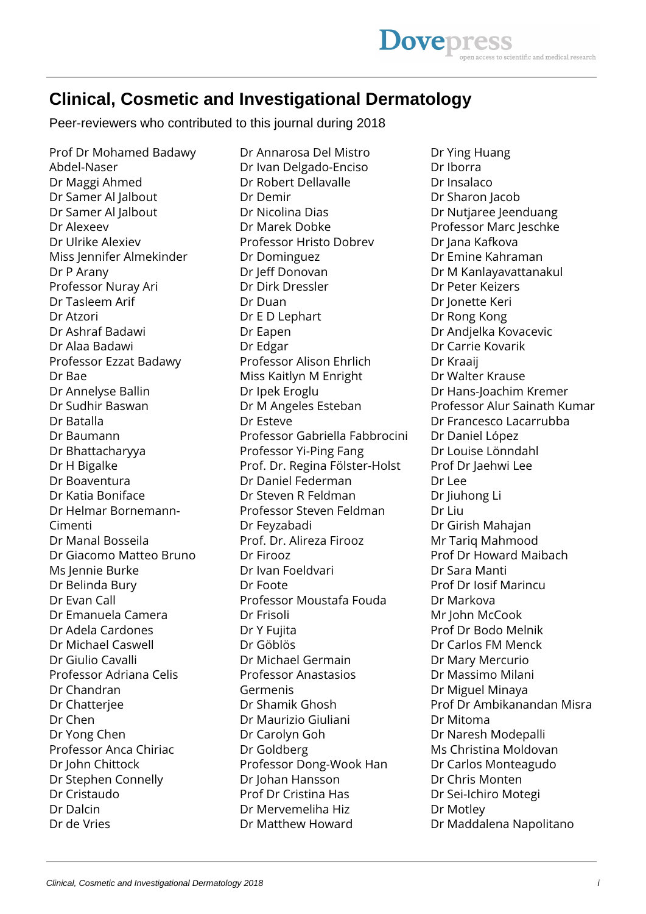# Clinical, Cosmetic and Investigational Dermatology

Peer-reviewers who contributed to this journal during 2018

Prof Dr Mohamed Badawy Abdel-Naser
Dr Maggi Ahmed
Dr Samer Al Jalbout
Dr Samer Al Jalbout
Dr Alexeev
Dr Ulrike Alexiev
Miss Jennifer Almekinder
Dr P Arany
Professor Nuray Ari
Dr Tasleem Arif
Dr Atzori
Dr Ashraf Badawi
Dr Alaa Badawi
Professor Ezzat Badawy
Dr Bae
Dr Annelyse Ballin
Dr Sudhir Baswan
Dr Batalla
Dr Baumann
Dr Bhattacharyya
Dr H Bigalke
Dr Boaventura
Dr Katia Boniface
Dr Helmar Bornemann-Cimenti
Dr Manal Bosseila
Dr Giacomo Matteo Bruno
Ms Jennie Burke
Dr Belinda Bury
Dr Evan Call
Dr Emanuela Camera
Dr Adela Cardones
Dr Michael Caswell
Dr Giulio Cavalli
Professor Adriana Celis
Dr Chandran
Dr Chatterjee
Dr Chen
Dr Yong Chen
Professor Anca Chiriac
Dr John Chittock
Dr Stephen Connelly
Dr Cristaudo
Dr Dalcin
Dr de Vries
Dr Annarosa Del Mistro
Dr Ivan Delgado-Enciso
Dr Robert Dellavalle
Dr Demir
Dr Nicolina Dias
Dr Marek Dobke
Professor Hristo Dobrev
Dr Dominguez
Dr Jeff Donovan
Dr Dirk Dressler
Dr Duan
Dr E D Lephart
Dr Eapen
Dr Edgar
Professor Alison Ehrlich
Miss Kaitlyn M Enright
Dr Ipek Eroglu
Dr M Angeles Esteban
Dr Esteve
Professor Gabriella Fabbrocini
Professor Yi-Ping Fang
Prof. Dr. Regina Fölster-Holst
Dr Daniel Federman
Dr Steven R Feldman
Professor Steven Feldman
Dr Feyzabadi
Prof. Dr. Alireza Firooz
Dr Firooz
Dr Ivan Foeldvari
Dr Foote
Professor Moustafa Fouda
Dr Frisoli
Dr Y Fujita
Dr Göblös
Dr Michael Germain
Professor Anastasios Germenis
Dr Shamik Ghosh
Dr Maurizio Giuliani
Dr Carolyn Goh
Dr Goldberg
Professor Dong-Wook Han
Dr Johan Hansson
Prof Dr Cristina Has
Dr Mervemeliha Hiz
Dr Matthew Howard
Dr Ying Huang
Dr Iborra
Dr Insalaco
Dr Sharon Jacob
Dr Nutjaree Jeenduang
Professor Marc Jeschke
Dr Jana Kafkova
Dr Emine Kahraman
Dr M Kanlayavattanakul
Dr Peter Keizers
Dr Jonette Keri
Dr Rong Kong
Dr Andjelka Kovacevic
Dr Carrie Kovarik
Dr Kraaij
Dr Walter Krause
Dr Hans-Joachim Kremer
Professor Alur Sainath Kumar
Dr Francesco Lacarrubba
Dr Daniel López
Dr Louise Lönndahl
Prof Dr Jaehwi Lee
Dr Lee
Dr Jiuhong Li
Dr Liu
Dr Girish Mahajan
Mr Tariq Mahmood
Prof Dr Howard Maibach
Dr Sara Manti
Prof Dr Iosif Marincu
Dr Markova
Mr John McCook
Prof Dr Bodo Melnik
Dr Carlos FM Menck
Dr Mary Mercurio
Dr Massimo Milani
Dr Miguel Minaya
Prof Dr Ambikanandan Misra
Dr Mitoma
Dr Naresh Modepalli
Ms Christina Moldovan
Dr Carlos Monteagudo
Dr Chris Monten
Dr Sei-Ichiro Motegi
Dr Motley
Dr Maddalena Napolitano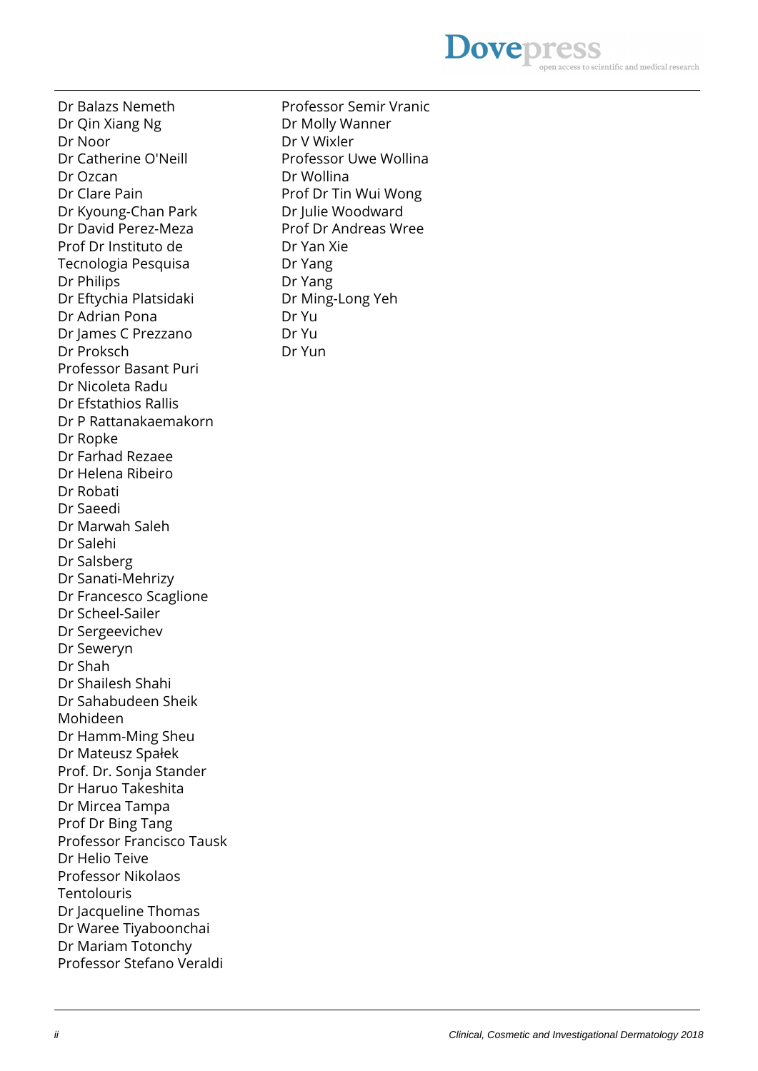Dr Balazs Nemeth
Dr Qin Xiang Ng
Dr Noor
Dr Catherine O'Neill
Dr Ozcan
Dr Clare Pain
Dr Kyoung-Chan Park
Dr David Perez-Meza
Prof Dr Instituto de Tecnologia Pesquisa
Dr Philips
Dr Eftychia Platsidaki
Dr Adrian Pona
Dr James C Prezzano
Dr Proksch
Professor Basant Puri
Dr Nicoleta Radu
Dr Efstathios Rallis
Dr P Rattanakaemakorn
Dr Ropke
Dr Farhad Rezaee
Dr Helena Ribeiro
Dr Robati
Dr Saeedi
Dr Marwah Saleh
Dr Salehi
Dr Salsberg
Dr Sanati-Mehrizy
Dr Francesco Scaglione
Dr Scheel-Sailer
Dr Sergeevichev
Dr Seweryn
Dr Shah
Dr Shailesh Shahi
Dr Sahabudeen Sheik Mohideen
Dr Hamm-Ming Sheu
Dr Mateusz Spałek
Prof. Dr. Sonja Stander
Dr Haruo Takeshita
Dr Mircea Tampa
Prof Dr Bing Tang
Professor Francisco Tausk
Dr Helio Teive
Professor Nikolaos Tentolouris
Dr Jacqueline Thomas
Dr Waree Tiyaboonchai
Dr Mariam Totonchy
Professor Stefano Veraldi
Professor Semir Vranic
Dr Molly Wanner
Dr V Wixler
Professor Uwe Wollina
Dr Wollina
Prof Dr Tin Wui Wong
Dr Julie Woodward
Prof Dr Andreas Wree
Dr Yan Xie
Dr Yang
Dr Yang
Dr Ming-Long Yeh
Dr Yu
Dr Yu
Dr Yun